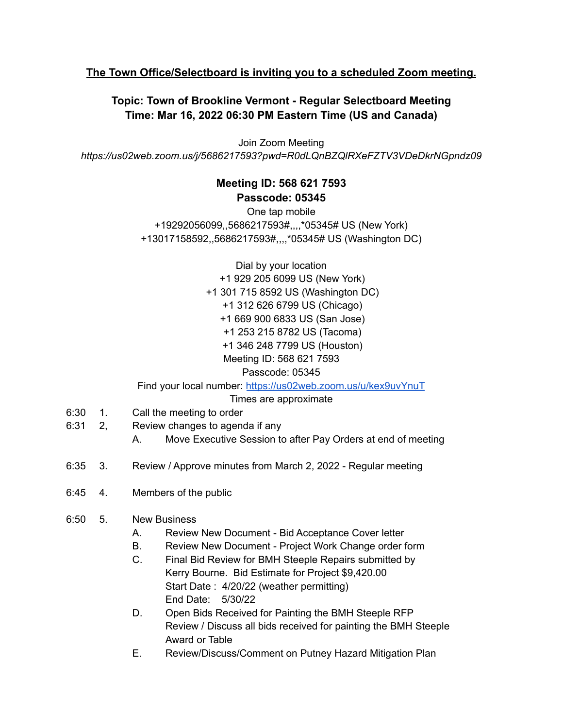**<u>The Town Office/Selectboard is inviting you to a scheduled Zoom meeting.</u>**

**Topic: Town of Brookline Vermont - Regular Selectboard Meeting**
**Time: Mar 16, 2022 06:30 PM Eastern Time (US and Canada)**

Join Zoom Meeting
*https://us02web.zoom.us/j/5686217593?pwd=R0dLQnBZQlRXeFZTV3VDeDkrNGpndz09*

**Meeting ID: 568 621 7593**
**Passcode: 05345**

One tap mobile
+19292056099,,5686217593#,,,,*05345# US (New York)
+13017158592,,5686217593#,,,,*05345# US (Washington DC)

Dial by your location
+1 929 205 6099 US (New York)
+1 301 715 8592 US (Washington DC)
+1 312 626 6799 US (Chicago)
+1 669 900 6833 US (San Jose)
+1 253 215 8782 US (Tacoma)
+1 346 248 7799 US (Houston)
Meeting ID: 568 621 7593
Passcode: 05345
Find your local number: https://us02web.zoom.us/u/kex9uvYnuT

Times are approximate

6:30 1. Call the meeting to order

6:31 2, Review changes to agenda if any
- A. Move Executive Session to after Pay Orders at end of meeting

6:35 3. Review / Approve minutes from March 2, 2022 - Regular meeting

6:45 4. Members of the public

6:50 5. New Business
- A. Review New Document - Bid Acceptance Cover letter
- B. Review New Document - Project Work Change order form
- C. Final Bid Review for BMH Steeple Repairs submitted by Kerry Bourne. Bid Estimate for Project $9,420.00
  Start Date : 4/20/22 (weather permitting)
  End Date: 5/30/22
- D. Open Bids Received for Painting the BMH Steeple RFP
  Review / Discuss all bids received for painting the BMH Steeple
  Award or Table
- E. Review/Discuss/Comment on Putney Hazard Mitigation Plan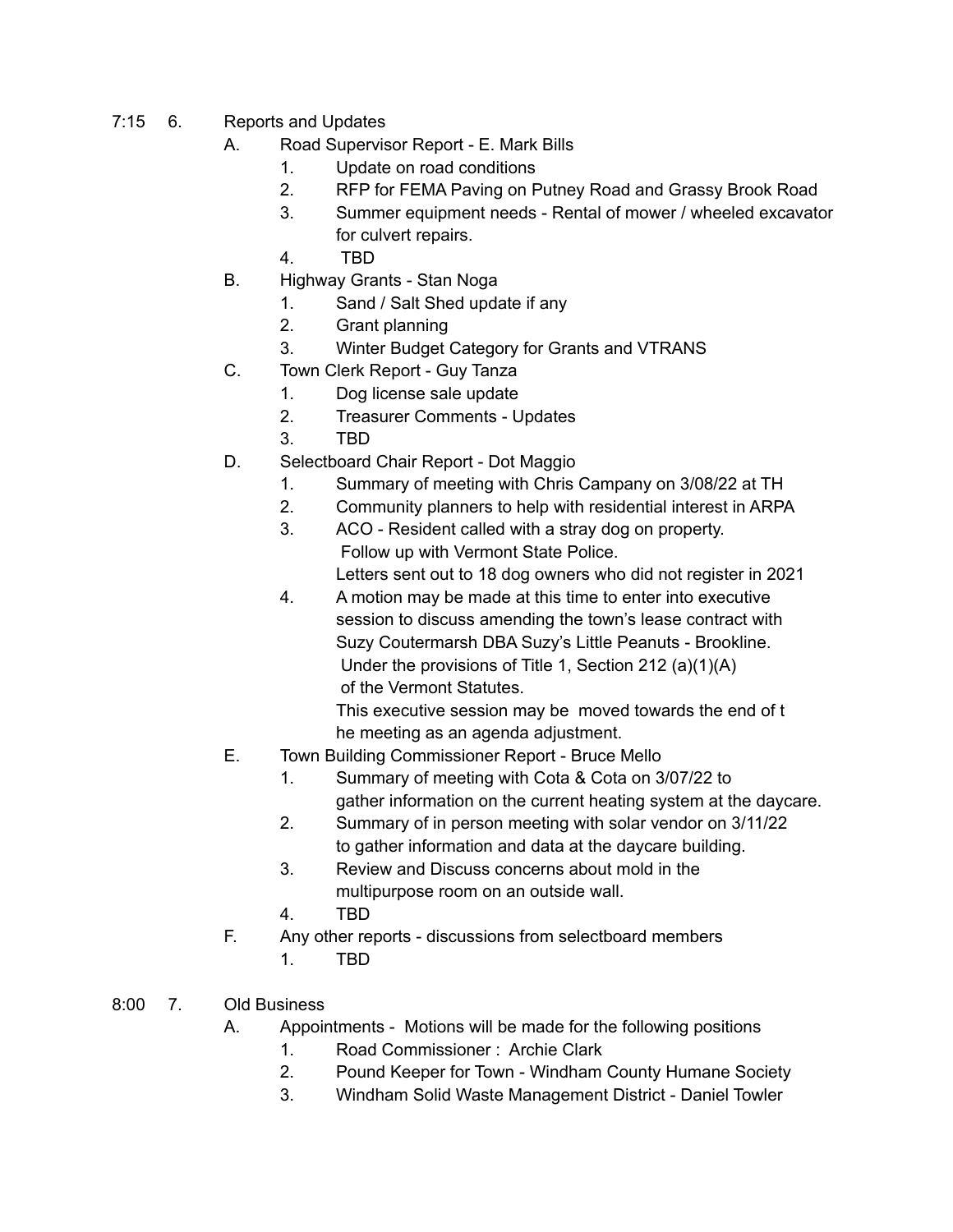7:15 6. Reports and Updates

- A. Road Supervisor Report - E. Mark Bills
  1. Update on road conditions
  2. RFP for FEMA Paving on Putney Road and Grassy Brook Road
  3. Summer equipment needs - Rental of mower / wheeled excavator for culvert repairs.
  4. TBD
- B. Highway Grants - Stan Noga
  1. Sand / Salt Shed update if any
  2. Grant planning
  3. Winter Budget Category for Grants and VTRANS
- C. Town Clerk Report - Guy Tanza
  1. Dog license sale update
  2. Treasurer Comments - Updates
  3. TBD
- D. Selectboard Chair Report - Dot Maggio
  1. Summary of meeting with Chris Campany on 3/08/22 at TH
  2. Community planners to help with residential interest in ARPA
  3. ACO - Resident called with a stray dog on property.
     Follow up with Vermont State Police.
     Letters sent out to 18 dog owners who did not register in 2021
  4. A motion may be made at this time to enter into executive session to discuss amending the town's lease contract with Suzy Coutermarsh DBA Suzy's Little Peanuts - Brookline.
     Under the provisions of Title 1, Section 212 (a)(1)(A) of the Vermont Statutes.
     This executive session may be moved towards the end of t he meeting as an agenda adjustment.
- E. Town Building Commissioner Report - Bruce Mello
  1. Summary of meeting with Cota & Cota on 3/07/22 to gather information on the current heating system at the daycare.
  2. Summary of in person meeting with solar vendor on 3/11/22 to gather information and data at the daycare building.
  3. Review and Discuss concerns about mold in the multipurpose room on an outside wall.
  4. TBD
- F. Any other reports - discussions from selectboard members
  1. TBD

8:00 7. Old Business

- A. Appointments - Motions will be made for the following positions
  1. Road Commissioner : Archie Clark
  2. Pound Keeper for Town - Windham County Humane Society
  3. Windham Solid Waste Management District - Daniel Towler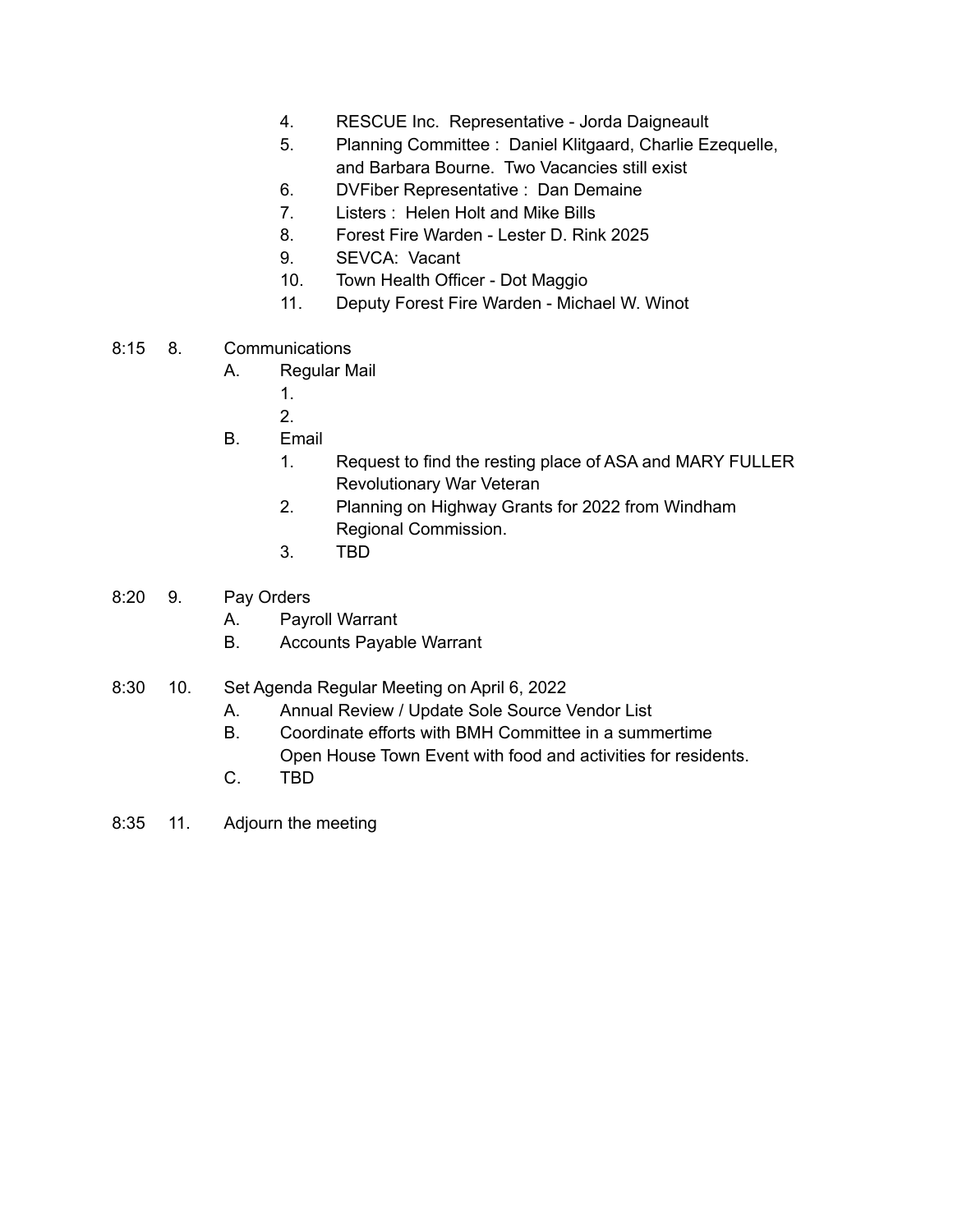4. RESCUE Inc. Representative - Jorda Daigneault
5. Planning Committee : Daniel Klitgaard, Charlie Ezequelle, and Barbara Bourne. Two Vacancies still exist
6. DVFiber Representative : Dan Demaine
7. Listers : Helen Holt and Mike Bills
8. Forest Fire Warden - Lester D. Rink 2025
9. SEVCA: Vacant
10. Town Health Officer - Dot Maggio
11. Deputy Forest Fire Warden - Michael W. Winot

8:15 8. Communications

- A. Regular Mail
  1. 
  2. 
- B. Email
  1. Request to find the resting place of ASA and MARY FULLER Revolutionary War Veteran
  2. Planning on Highway Grants for 2022 from Windham Regional Commission.
  3. TBD

8:20 9. Pay Orders

- A. Payroll Warrant
- B. Accounts Payable Warrant

8:30 10. Set Agenda Regular Meeting on April 6, 2022

- A. Annual Review / Update Sole Source Vendor List
- B. Coordinate efforts with BMH Committee in a summertime Open House Town Event with food and activities for residents.
- C. TBD

8:35 11. Adjourn the meeting